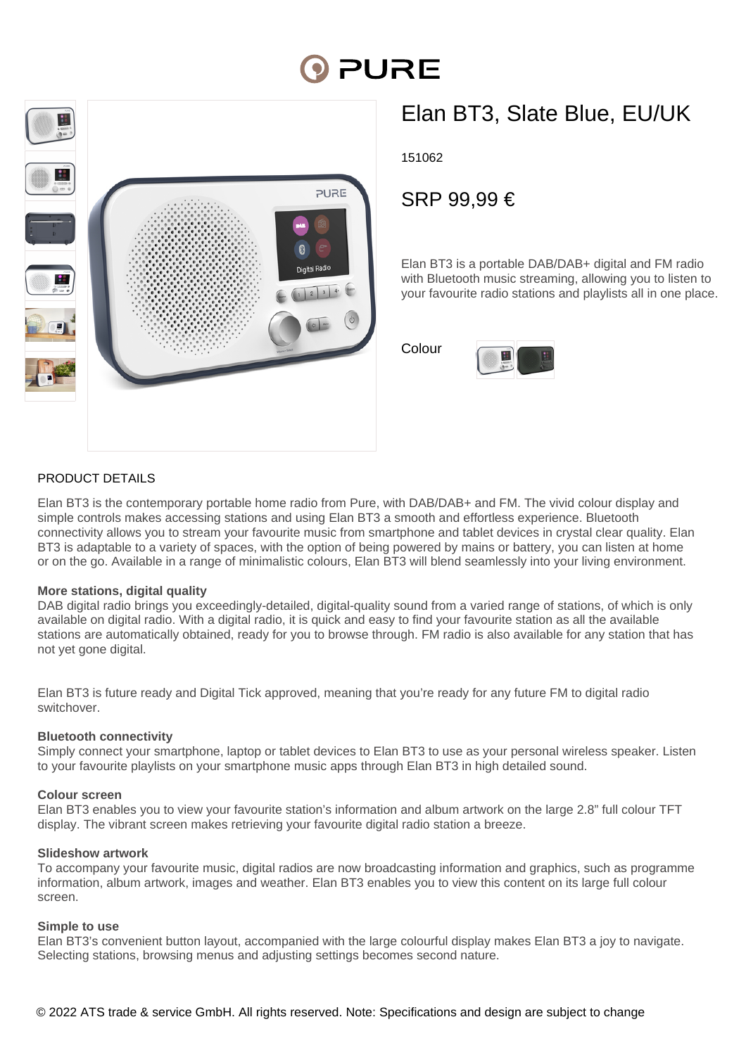# Elan BT3, Slate Blue, EU/UK

151062

## SRP 99,99 €

Elan BT3 is a portable DAB/DAB+ digital and FM radio with Bluetooth music streaming, allowing you to listen to your favourite radio stations and playlists all in one place.

Colour

## PRODUCT DETAILS

Elan BT3 is the contemporary portable home radio from Pure, with DAB/DAB+ and FM. The vivid colour display and simple controls makes accessing stations and using Elan BT3 a smooth and effortless experience. Bluetooth connectivity allows you to stream your favourite music from smartphone and tablet devices in crystal clear quality. Elan BT3 is adaptable to a variety of spaces, with the option of being powered by mains or battery, you can listen at home or on the go. Available in a range of minimalistic colours, Elan BT3 will blend seamlessly into your living environment.

**More stations, digital quality**
DAB digital radio brings you exceedingly-detailed, digital-quality sound from a varied range of stations, of which is only available on digital radio. With a digital radio, it is quick and easy to find your favourite station as all the available stations are automatically obtained, ready for you to browse through. FM radio is also available for any station that has not yet gone digital.

Elan BT3 is future ready and Digital Tick approved, meaning that you're ready for any future FM to digital radio switchover.

**Bluetooth connectivity**
Simply connect your smartphone, laptop or tablet devices to Elan BT3 to use as your personal wireless speaker. Listen to your favourite playlists on your smartphone music apps through Elan BT3 in high detailed sound.

**Colour screen**
Elan BT3 enables you to view your favourite station's information and album artwork on the large 2.8" full colour TFT display. The vibrant screen makes retrieving your favourite digital radio station a breeze.

**Slideshow artwork**
To accompany your favourite music, digital radios are now broadcasting information and graphics, such as programme information, album artwork, images and weather. Elan BT3 enables you to view this content on its large full colour screen.

**Simple to use**
Elan BT3's convenient button layout, accompanied with the large colourful display makes Elan BT3 a joy to navigate. Selecting stations, browsing menus and adjusting settings becomes second nature.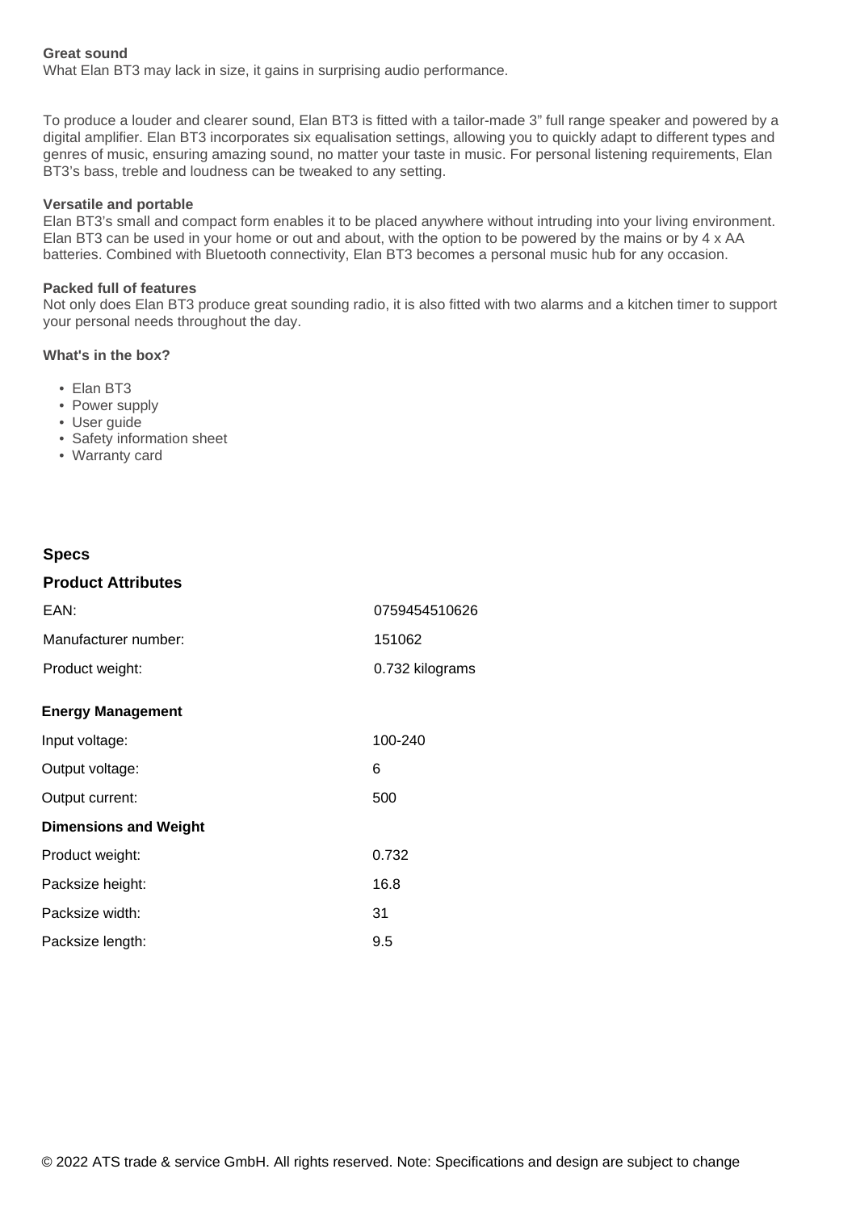**Great sound**
What Elan BT3 may lack in size, it gains in surprising audio performance.

To produce a louder and clearer sound, Elan BT3 is fitted with a tailor-made 3" full range speaker and powered by a digital amplifier. Elan BT3 incorporates six equalisation settings, allowing you to quickly adapt to different types and genres of music, ensuring amazing sound, no matter your taste in music. For personal listening requirements, Elan BT3's bass, treble and loudness can be tweaked to any setting.

**Versatile and portable**
Elan BT3's small and compact form enables it to be placed anywhere without intruding into your living environment. Elan BT3 can be used in your home or out and about, with the option to be powered by the mains or by 4 x AA batteries. Combined with Bluetooth connectivity, Elan BT3 becomes a personal music hub for any occasion.

**Packed full of features**
Not only does Elan BT3 produce great sounding radio, it is also fitted with two alarms and a kitchen timer to support your personal needs throughout the day.

**What's in the box?**

- Elan BT3
- Power supply
- User guide
- Safety information sheet
- Warranty card

## Specs

### Product Attributes

| | |
|---|---|
| EAN: | 0759454510626 |
| Manufacturer number: | 151062 |
| Product weight: | 0.732 kilograms |

### Energy Management

| | |
|---|---|
| Input voltage: | 100-240 |
| Output voltage: | 6 |
| Output current: | 500 |

### Dimensions and Weight

| | |
|---|---|
| Product weight: | 0.732 |
| Packsize height: | 16.8 |
| Packsize width: | 31 |
| Packsize length: | 9.5 |

© 2022 ATS trade & service GmbH. All rights reserved. Note: Specifications and design are subject to change